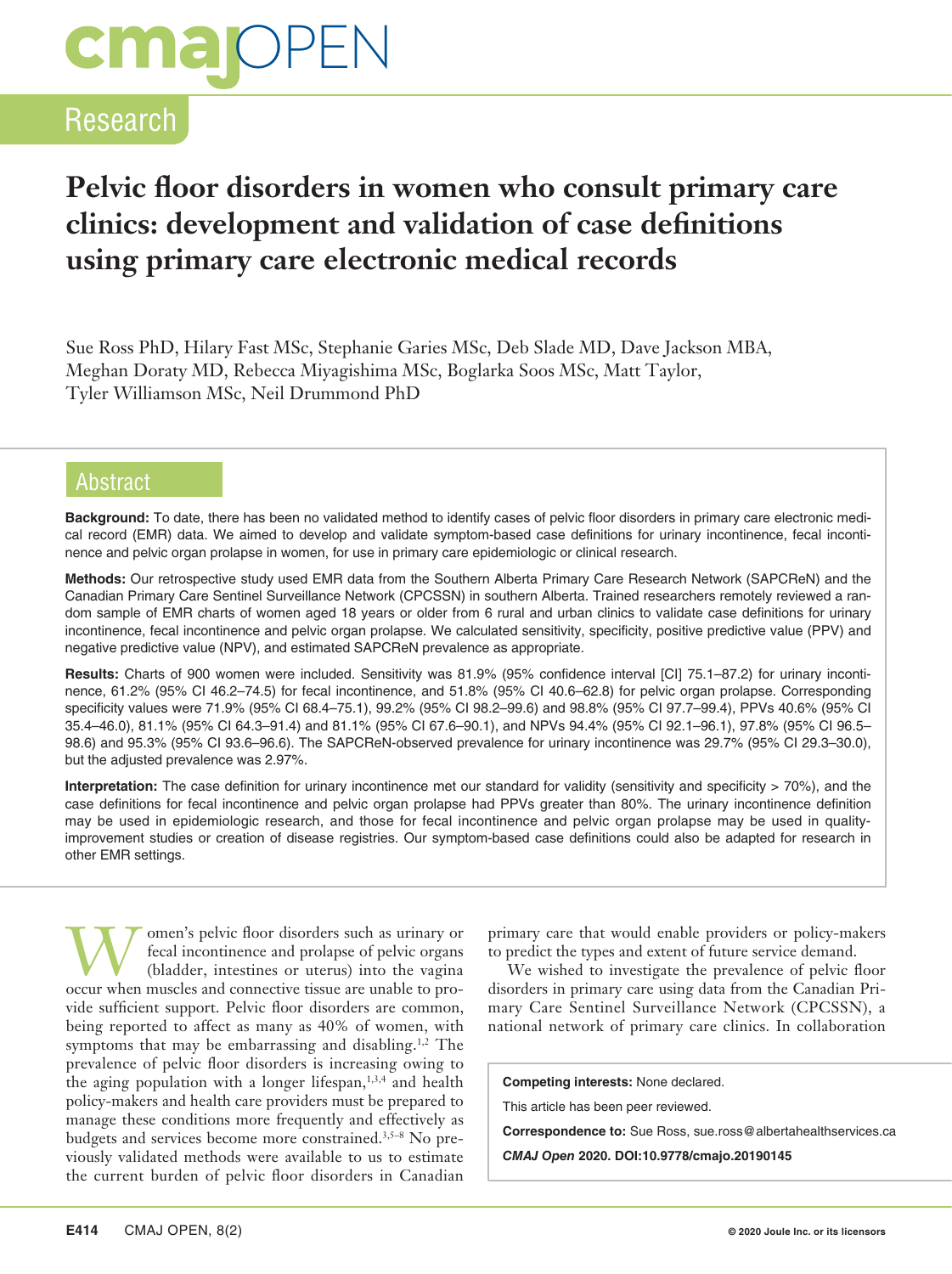# Pelvic floor disorders in women who consult primary care clinics: development and validation of case definitions using primary care electronic medical records

Sue Ross PhD, Hilary Fast MSc, Stephanie Garies MSc, Deb Slade MD, Dave Jackson MBA, Meghan Doraty MD, Rebecca Miyagishima MSc, Boglarka Soos MSc, Matt Taylor, Tyler Williamson MSc, Neil Drummond PhD

## Abstract

**Background:** To date, there has been no validated method to identify cases of pelvic floor disorders in primary care electronic medical record (EMR) data. We aimed to develop and validate symptom-based case definitions for urinary incontinence, fecal incontinence and pelvic organ prolapse in women, for use in primary care epidemiologic or clinical research.

**Methods:** Our retrospective study used EMR data from the Southern Alberta Primary Care Research Network (SAPCReN) and the Canadian Primary Care Sentinel Surveillance Network (CPCSSN) in southern Alberta. Trained researchers remotely reviewed a random sample of EMR charts of women aged 18 years or older from 6 rural and urban clinics to validate case definitions for urinary incontinence, fecal incontinence and pelvic organ prolapse. We calculated sensitivity, specificity, positive predictive value (PPV) and negative predictive value (NPV), and estimated SAPCReN prevalence as appropriate.

**Results:** Charts of 900 women were included. Sensitivity was 81.9% (95% confidence interval [CI] 75.1–87.2) for urinary incontinence, 61.2% (95% CI 46.2–74.5) for fecal incontinence, and 51.8% (95% CI 40.6–62.8) for pelvic organ prolapse. Corresponding specificity values were 71.9% (95% CI 68.4–75.1), 99.2% (95% CI 98.2–99.6) and 98.8% (95% CI 97.7–99.4), PPVs 40.6% (95% CI 35.4–46.0), 81.1% (95% CI 64.3–91.4) and 81.1% (95% CI 67.6–90.1), and NPVs 94.4% (95% CI 92.1–96.1), 97.8% (95% CI 96.5–98.6) and 95.3% (95% CI 93.6–96.6). The SAPCReN-observed prevalence for urinary incontinence was 29.7% (95% CI 29.3–30.0), but the adjusted prevalence was 2.97%.

**Interpretation:** The case definition for urinary incontinence met our standard for validity (sensitivity and specificity > 70%), and the case definitions for fecal incontinence and pelvic organ prolapse had PPVs greater than 80%. The urinary incontinence definition may be used in epidemiologic research, and those for fecal incontinence and pelvic organ prolapse may be used in quality-improvement studies or creation of disease registries. Our symptom-based case definitions could also be adapted for research in other EMR settings.

Women's pelvic floor disorders such as urinary or fecal incontinence and prolapse of pelvic organs (bladder, intestines or uterus) into the vagina occur when muscles and connective tissue are unable to provide sufficient support. Pelvic floor disorders are common, being reported to affect as many as 40% of women, with symptoms that may be embarrassing and disabling.[1,2] The prevalence of pelvic floor disorders is increasing owing to the aging population with a longer lifespan,[1,3,4] and health policy-makers and health care providers must be prepared to manage these conditions more frequently and effectively as budgets and services become more constrained.[3,5–8] No previously validated methods were available to us to estimate the current burden of pelvic floor disorders in Canadian primary care that would enable providers or policy-makers to predict the types and extent of future service demand.

We wished to investigate the prevalence of pelvic floor disorders in primary care using data from the Canadian Primary Care Sentinel Surveillance Network (CPCSSN), a national network of primary care clinics. In collaboration

**Competing interests:** None declared.

This article has been peer reviewed.

**Correspondence to:** Sue Ross, sue.ross@albertahealthservices.ca

***CMAJ Open*** **2020. DOI:10.9778/cmajo.20190145**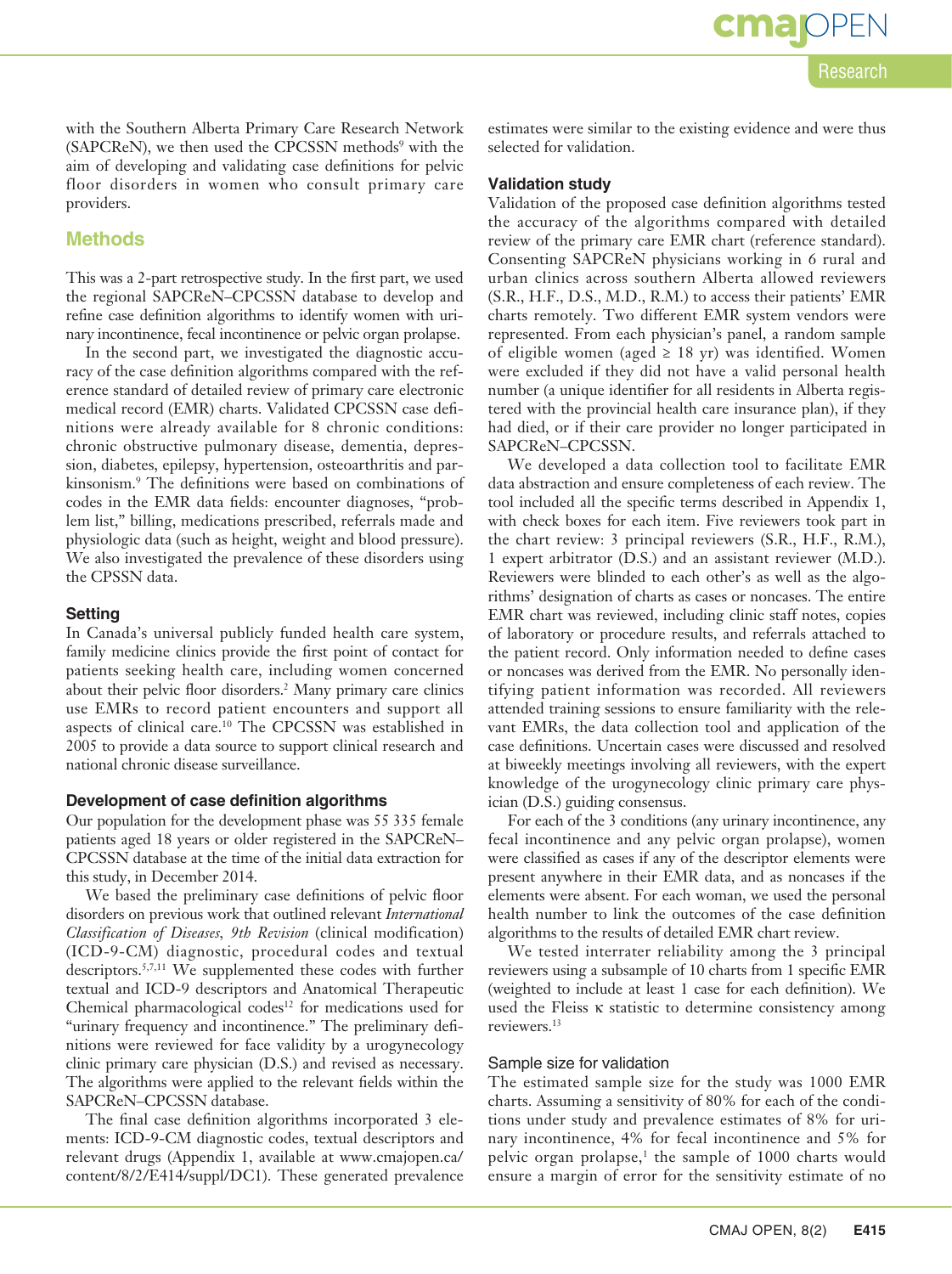with the Southern Alberta Primary Care Research Network (SAPCReN), we then used the CPCSSN methods[9] with the aim of developing and validating case definitions for pelvic floor disorders in women who consult primary care providers.

## Methods

This was a 2-part retrospective study. In the first part, we used the regional SAPCReN–CPCSSN database to develop and refine case definition algorithms to identify women with urinary incontinence, fecal incontinence or pelvic organ prolapse.

In the second part, we investigated the diagnostic accuracy of the case definition algorithms compared with the reference standard of detailed review of primary care electronic medical record (EMR) charts. Validated CPCSSN case definitions were already available for 8 chronic conditions: chronic obstructive pulmonary disease, dementia, depression, diabetes, epilepsy, hypertension, osteoarthritis and parkinsonism.[9] The definitions were based on combinations of codes in the EMR data fields: encounter diagnoses, "problem list," billing, medications prescribed, referrals made and physiologic data (such as height, weight and blood pressure). We also investigated the prevalence of these disorders using the CPSSN data.

### Setting

In Canada's universal publicly funded health care system, family medicine clinics provide the first point of contact for patients seeking health care, including women concerned about their pelvic floor disorders.[2] Many primary care clinics use EMRs to record patient encounters and support all aspects of clinical care.[10] The CPCSSN was established in 2005 to provide a data source to support clinical research and national chronic disease surveillance.

### Development of case definition algorithms

Our population for the development phase was 55 335 female patients aged 18 years or older registered in the SAPCReN–CPCSSN database at the time of the initial data extraction for this study, in December 2014.

We based the preliminary case definitions of pelvic floor disorders on previous work that outlined relevant *International Classification of Diseases, 9th Revision* (clinical modification) (ICD-9-CM) diagnostic, procedural codes and textual descriptors.[5,7,11] We supplemented these codes with further textual and ICD-9 descriptors and Anatomical Therapeutic Chemical pharmacological codes[12] for medications used for "urinary frequency and incontinence." The preliminary definitions were reviewed for face validity by a urogynecology clinic primary care physician (D.S.) and revised as necessary. The algorithms were applied to the relevant fields within the SAPCReN–CPCSSN database.

The final case definition algorithms incorporated 3 elements: ICD-9-CM diagnostic codes, textual descriptors and relevant drugs (Appendix 1, available at www.cmajopen.ca/content/8/2/E414/suppl/DC1). These generated prevalence estimates were similar to the existing evidence and were thus selected for validation.

### Validation study

Validation of the proposed case definition algorithms tested the accuracy of the algorithms compared with detailed review of the primary care EMR chart (reference standard). Consenting SAPCReN physicians working in 6 rural and urban clinics across southern Alberta allowed reviewers (S.R., H.F., D.S., M.D., R.M.) to access their patients' EMR charts remotely. Two different EMR system vendors were represented. From each physician's panel, a random sample of eligible women (aged ≥ 18 yr) was identified. Women were excluded if they did not have a valid personal health number (a unique identifier for all residents in Alberta registered with the provincial health care insurance plan), if they had died, or if their care provider no longer participated in SAPCReN–CPCSSN.

We developed a data collection tool to facilitate EMR data abstraction and ensure completeness of each review. The tool included all the specific terms described in Appendix 1, with check boxes for each item. Five reviewers took part in the chart review: 3 principal reviewers (S.R., H.F., R.M.), 1 expert arbitrator (D.S.) and an assistant reviewer (M.D.). Reviewers were blinded to each other's as well as the algorithms' designation of charts as cases or noncases. The entire EMR chart was reviewed, including clinic staff notes, copies of laboratory or procedure results, and referrals attached to the patient record. Only information needed to define cases or noncases was derived from the EMR. No personally identifying patient information was recorded. All reviewers attended training sessions to ensure familiarity with the relevant EMRs, the data collection tool and application of the case definitions. Uncertain cases were discussed and resolved at biweekly meetings involving all reviewers, with the expert knowledge of the urogynecology clinic primary care physician (D.S.) guiding consensus.

For each of the 3 conditions (any urinary incontinence, any fecal incontinence and any pelvic organ prolapse), women were classified as cases if any of the descriptor elements were present anywhere in their EMR data, and as noncases if the elements were absent. For each woman, we used the personal health number to link the outcomes of the case definition algorithms to the results of detailed EMR chart review.

We tested interrater reliability among the 3 principal reviewers using a subsample of 10 charts from 1 specific EMR (weighted to include at least 1 case for each definition). We used the Fleiss κ statistic to determine consistency among reviewers.[13]

#### Sample size for validation

The estimated sample size for the study was 1000 EMR charts. Assuming a sensitivity of 80% for each of the conditions under study and prevalence estimates of 8% for urinary incontinence, 4% for fecal incontinence and 5% for pelvic organ prolapse,[1] the sample of 1000 charts would ensure a margin of error for the sensitivity estimate of no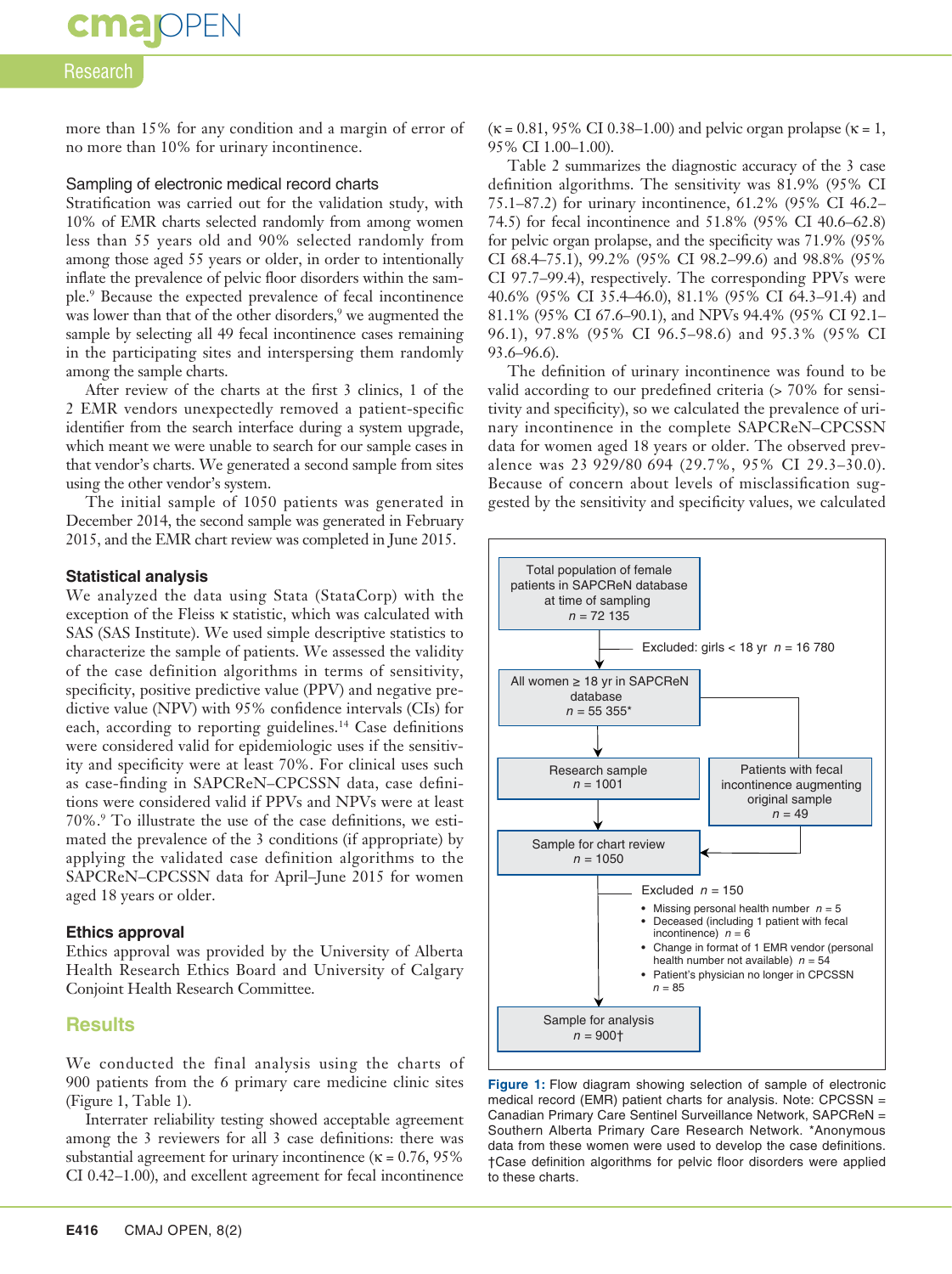more than 15% for any condition and a margin of error of no more than 10% for urinary incontinence.

### Sampling of electronic medical record charts

Stratification was carried out for the validation study, with 10% of EMR charts selected randomly from among women less than 55 years old and 90% selected randomly from among those aged 55 years or older, in order to intentionally inflate the prevalence of pelvic floor disorders within the sample.[9] Because the expected prevalence of fecal incontinence was lower than that of the other disorders,[9] we augmented the sample by selecting all 49 fecal incontinence cases remaining in the participating sites and interspersing them randomly among the sample charts.

After review of the charts at the first 3 clinics, 1 of the 2 EMR vendors unexpectedly removed a patient-specific identifier from the search interface during a system upgrade, which meant we were unable to search for our sample cases in that vendor's charts. We generated a second sample from sites using the other vendor's system.

The initial sample of 1050 patients was generated in December 2014, the second sample was generated in February 2015, and the EMR chart review was completed in June 2015.

### Statistical analysis

We analyzed the data using Stata (StataCorp) with the exception of the Fleiss κ statistic, which was calculated with SAS (SAS Institute). We used simple descriptive statistics to characterize the sample of patients. We assessed the validity of the case definition algorithms in terms of sensitivity, specificity, positive predictive value (PPV) and negative predictive value (NPV) with 95% confidence intervals (CIs) for each, according to reporting guidelines.[14] Case definitions were considered valid for epidemiologic uses if the sensitivity and specificity were at least 70%. For clinical uses such as case-finding in SAPCReN–CPCSSN data, case definitions were considered valid if PPVs and NPVs were at least 70%.[9] To illustrate the use of the case definitions, we estimated the prevalence of the 3 conditions (if appropriate) by applying the validated case definition algorithms to the SAPCReN–CPCSSN data for April–June 2015 for women aged 18 years or older.

### Ethics approval

Ethics approval was provided by the University of Alberta Health Research Ethics Board and University of Calgary Conjoint Health Research Committee.

## Results

We conducted the final analysis using the charts of 900 patients from the 6 primary care medicine clinic sites (Figure 1, Table 1).

Interrater reliability testing showed acceptable agreement among the 3 reviewers for all 3 case definitions: there was substantial agreement for urinary incontinence (κ = 0.76, 95% CI 0.42–1.00), and excellent agreement for fecal incontinence (κ = 0.81, 95% CI 0.38–1.00) and pelvic organ prolapse (κ = 1, 95% CI 1.00–1.00).

Table 2 summarizes the diagnostic accuracy of the 3 case definition algorithms. The sensitivity was 81.9% (95% CI 75.1–87.2) for urinary incontinence, 61.2% (95% CI 46.2–74.5) for fecal incontinence and 51.8% (95% CI 40.6–62.8) for pelvic organ prolapse, and the specificity was 71.9% (95% CI 68.4–75.1), 99.2% (95% CI 98.2–99.6) and 98.8% (95% CI 97.7–99.4), respectively. The corresponding PPVs were 40.6% (95% CI 35.4–46.0), 81.1% (95% CI 64.3–91.4) and 81.1% (95% CI 67.6–90.1), and NPVs 94.4% (95% CI 92.1–96.1), 97.8% (95% CI 96.5–98.6) and 95.3% (95% CI 93.6–96.6).

The definition of urinary incontinence was found to be valid according to our predefined criteria (> 70% for sensitivity and specificity), so we calculated the prevalence of urinary incontinence in the complete SAPCReN–CPCSSN data for women aged 18 years or older. The observed prevalence was 23 929/80 694 (29.7%, 95% CI 29.3–30.0). Because of concern about levels of misclassification suggested by the sensitivity and specificity values, we calculated

Total population of female patients in SAPCReN database at time of sampling
n = 72 135

Excluded: girls < 18 yr n = 16 780

All women ≥ 18 yr in SAPCReN database
n = 55 355*

Research sample
n = 1001

Patients with fecal incontinence augmenting original sample
n = 49

Sample for chart review
n = 1050

Excluded n = 150
- Missing personal health number n = 5
- Deceased (including 1 patient with fecal incontinence) n = 6
- Change in format of 1 EMR vendor (personal health number not available) n = 54
- Patient's physician no longer in CPCSSN n = 85

Sample for analysis
n = 900†

**Figure 1:** Flow diagram showing selection of sample of electronic medical record (EMR) patient charts for analysis. Note: CPCSSN = Canadian Primary Care Sentinel Surveillance Network, SAPCReN = Southern Alberta Primary Care Research Network. *Anonymous data from these women were used to develop the case definitions. †Case definition algorithms for pelvic floor disorders were applied to these charts.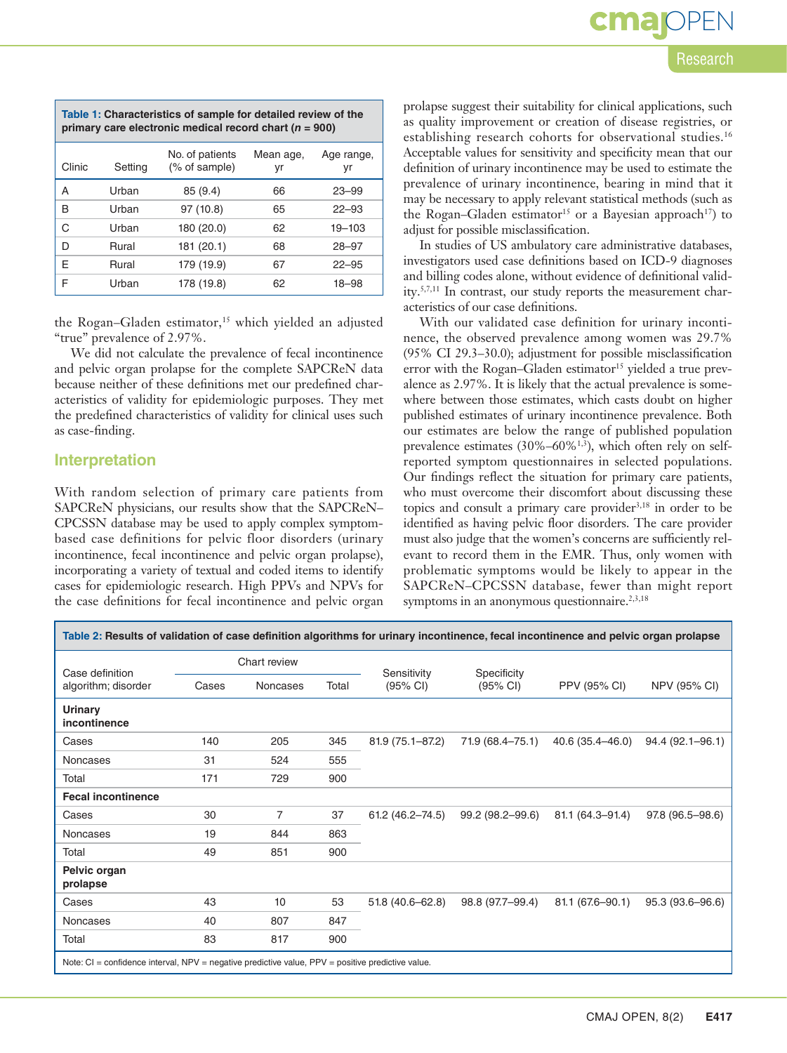**Table 1: Characteristics of sample for detailed review of the primary care electronic medical record chart (n = 900)**

| Clinic | Setting | No. of patients (% of sample) | Mean age, yr | Age range, yr |
|---|---|---|---|---|
| A | Urban | 85 (9.4) | 66 | 23–99 |
| B | Urban | 97 (10.8) | 65 | 22–93 |
| C | Urban | 180 (20.0) | 62 | 19–103 |
| D | Rural | 181 (20.1) | 68 | 28–97 |
| E | Rural | 179 (19.9) | 67 | 22–95 |
| F | Urban | 178 (19.8) | 62 | 18–98 |

the Rogan–Gladen estimator,[15] which yielded an adjusted "true" prevalence of 2.97%.

We did not calculate the prevalence of fecal incontinence and pelvic organ prolapse for the complete SAPCReN data because neither of these definitions met our predefined characteristics of validity for epidemiologic purposes. They met the predefined characteristics of validity for clinical uses such as case-finding.

## Interpretation

With random selection of primary care patients from SAPCReN physicians, our results show that the SAPCReN–CPCSSN database may be used to apply complex symptom-based case definitions for pelvic floor disorders (urinary incontinence, fecal incontinence and pelvic organ prolapse), incorporating a variety of textual and coded items to identify cases for epidemiologic research. High PPVs and NPVs for the case definitions for fecal incontinence and pelvic organ prolapse suggest their suitability for clinical applications, such as quality improvement or creation of disease registries, or establishing research cohorts for observational studies.[16] Acceptable values for sensitivity and specificity mean that our definition of urinary incontinence may be used to estimate the prevalence of urinary incontinence, bearing in mind that it may be necessary to apply relevant statistical methods (such as the Rogan–Gladen estimator[15] or a Bayesian approach[17]) to adjust for possible misclassification.

In studies of US ambulatory care administrative databases, investigators used case definitions based on ICD-9 diagnoses and billing codes alone, without evidence of definitional validity.[5,7,11] In contrast, our study reports the measurement characteristics of our case definitions.

With our validated case definition for urinary incontinence, the observed prevalence among women was 29.7% (95% CI 29.3–30.0); adjustment for possible misclassification error with the Rogan–Gladen estimator[15] yielded a true prevalence as 2.97%. It is likely that the actual prevalence is somewhere between those estimates, which casts doubt on higher published estimates of urinary incontinence prevalence. Both our estimates are below the range of published population prevalence estimates (30%–60%[1,3]), which often rely on self-reported symptom questionnaires in selected populations. Our findings reflect the situation for primary care patients, who must overcome their discomfort about discussing these topics and consult a primary care provider[3,18] in order to be identified as having pelvic floor disorders. The care provider must also judge that the women's concerns are sufficiently relevant to record them in the EMR. Thus, only women with problematic symptoms would be likely to appear in the SAPCReN–CPCSSN database, fewer than might report symptoms in an anonymous questionnaire.[2,3,18]

**Table 2: Results of validation of case definition algorithms for urinary incontinence, fecal incontinence and pelvic organ prolapse**

| Case definition algorithm; disorder | Chart review | | | Sensitivity (95% CI) | Specificity (95% CI) | PPV (95% CI) | NPV (95% CI) |
|---|---|---|---|---|---|---|---|
| | Cases | Noncases | Total | | | | |
| **Urinary incontinence** | | | | | | | |
| Cases | 140 | 205 | 345 | 81.9 (75.1–87.2) | 71.9 (68.4–75.1) | 40.6 (35.4–46.0) | 94.4 (92.1–96.1) |
| Noncases | 31 | 524 | 555 | | | | |
| Total | 171 | 729 | 900 | | | | |
| **Fecal incontinence** | | | | | | | |
| Cases | 30 | 7 | 37 | 61.2 (46.2–74.5) | 99.2 (98.2–99.6) | 81.1 (64.3–91.4) | 97.8 (96.5–98.6) |
| Noncases | 19 | 844 | 863 | | | | |
| Total | 49 | 851 | 900 | | | | |
| **Pelvic organ prolapse** | | | | | | | |
| Cases | 43 | 10 | 53 | 51.8 (40.6–62.8) | 98.8 (97.7–99.4) | 81.1 (67.6–90.1) | 95.3 (93.6–96.6) |
| Noncases | 40 | 807 | 847 | | | | |
| Total | 83 | 817 | 900 | | | | |

Note: CI = confidence interval, NPV = negative predictive value, PPV = positive predictive value.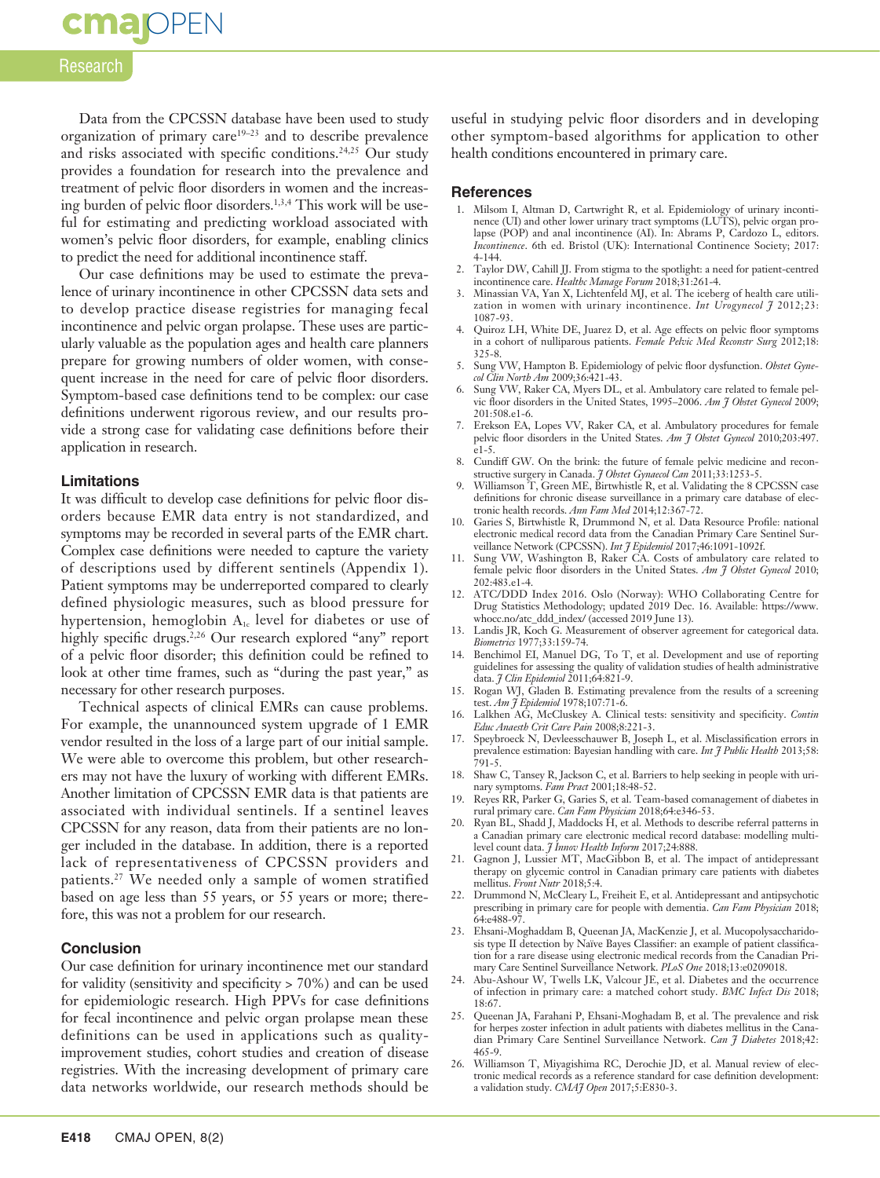Data from the CPCSSN database have been used to study organization of primary care[19–23] and to describe prevalence and risks associated with specific conditions.[24,25] Our study provides a foundation for research into the prevalence and treatment of pelvic floor disorders in women and the increasing burden of pelvic floor disorders.[1,3,4] This work will be useful for estimating and predicting workload associated with women's pelvic floor disorders, for example, enabling clinics to predict the need for additional incontinence staff.

Our case definitions may be used to estimate the prevalence of urinary incontinence in other CPCSSN data sets and to develop practice disease registries for managing fecal incontinence and pelvic organ prolapse. These uses are particularly valuable as the population ages and health care planners prepare for growing numbers of older women, with consequent increase in the need for care of pelvic floor disorders. Symptom-based case definitions tend to be complex: our case definitions underwent rigorous review, and our results provide a strong case for validating case definitions before their application in research.

### Limitations

It was difficult to develop case definitions for pelvic floor disorders because EMR data entry is not standardized, and symptoms may be recorded in several parts of the EMR chart. Complex case definitions were needed to capture the variety of descriptions used by different sentinels (Appendix 1). Patient symptoms may be underreported compared to clearly defined physiologic measures, such as blood pressure for hypertension, hemoglobin $A_{1c}$ level for diabetes or use of highly specific drugs.[2,26] Our research explored "any" report of a pelvic floor disorder; this definition could be refined to look at other time frames, such as "during the past year," as necessary for other research purposes.

Technical aspects of clinical EMRs can cause problems. For example, the unannounced system upgrade of 1 EMR vendor resulted in the loss of a large part of our initial sample. We were able to overcome this problem, but other researchers may not have the luxury of working with different EMRs. Another limitation of CPCSSN EMR data is that patients are associated with individual sentinels. If a sentinel leaves CPCSSN for any reason, data from their patients are no longer included in the database. In addition, there is a reported lack of representativeness of CPCSSN providers and patients.[27] We needed only a sample of women stratified based on age less than 55 years, or 55 years or more; therefore, this was not a problem for our research.

### Conclusion

Our case definition for urinary incontinence met our standard for validity (sensitivity and specificity > 70%) and can be used for epidemiologic research. High PPVs for case definitions for fecal incontinence and pelvic organ prolapse mean these definitions can be used in applications such as quality-improvement studies, cohort studies and creation of disease registries. With the increasing development of primary care data networks worldwide, our research methods should be useful in studying pelvic floor disorders and in developing other symptom-based algorithms for application to other health conditions encountered in primary care.

## References

1. Milsom I, Altman D, Cartwright R, et al. Epidemiology of urinary incontinence (UI) and other lower urinary tract symptoms (LUTS), pelvic organ prolapse (POP) and anal incontinence (AI). In: Abrams P, Cardozo L, editors. *Incontinence*. 6th ed. Bristol (UK): International Continence Society; 2017: 4-144.
2. Taylor DW, Cahill JJ. From stigma to the spotlight: a need for patient-centred incontinence care. *Healthc Manage Forum* 2018;31:261-4.
3. Minassian VA, Yan X, Lichtenfeld MJ, et al. The iceberg of health care utilization in women with urinary incontinence. *Int Urogynecol J* 2012;23: 1087-93.
4. Quiroz LH, White DE, Juarez D, et al. Age effects on pelvic floor symptoms in a cohort of nulliparous patients. *Female Pelvic Med Reconstr Surg* 2012;18: 325-8.
5. Sung VW, Hampton B. Epidemiology of pelvic floor dysfunction. *Obstet Gynecol Clin North Am* 2009;36:421-43.
6. Sung VW, Raker CA, Myers DL, et al. Ambulatory care related to female pelvic floor disorders in the United States, 1995–2006. *Am J Obstet Gynecol* 2009; 201:508.e1-6.
7. Erekson EA, Lopes VV, Raker CA, et al. Ambulatory procedures for female pelvic floor disorders in the United States. *Am J Obstet Gynecol* 2010;203:497. e1-5.
8. Cundiff GW. On the brink: the future of female pelvic medicine and reconstructive surgery in Canada. *J Obstet Gynaecol Can* 2011;33:1253-5.
9. Williamson T, Green ME, Birtwhistle R, et al. Validating the 8 CPCSSN case definitions for chronic disease surveillance in a primary care database of electronic health records. *Ann Fam Med* 2014;12:367-72.
10. Garies S, Birtwhistle R, Drummond N, et al. Data Resource Profile: national electronic medical record data from the Canadian Primary Care Sentinel Surveillance Network (CPCSSN). *Int J Epidemiol* 2017;46:1091-1092f.
11. Sung VW, Washington B, Raker CA. Costs of ambulatory care related to female pelvic floor disorders in the United States. *Am J Obstet Gynecol* 2010; 202:483.e1-4.
12. ATC/DDD Index 2016. Oslo (Norway): WHO Collaborating Centre for Drug Statistics Methodology; updated 2019 Dec. 16. Available: https://www.whocc.no/atc_ddd_index/ (accessed 2019 June 13).
13. Landis JR, Koch G. Measurement of observer agreement for categorical data. *Biometrics* 1977;33:159-74.
14. Benchimol EI, Manuel DG, To T, et al. Development and use of reporting guidelines for assessing the quality of validation studies of health administrative data. *J Clin Epidemiol* 2011;64:821-9.
15. Rogan WJ, Gladen B. Estimating prevalence from the results of a screening test. *Am J Epidemiol* 1978;107:71-6.
16. Lalkhen AG, McCluskey A. Clinical tests: sensitivity and specificity. *Contin Educ Anaesth Crit Care Pain* 2008;8:221-3.
17. Speybroeck N, Devleesschauwer B, Joseph L, et al. Misclassification errors in prevalence estimation: Bayesian handling with care. *Int J Public Health* 2013;58: 791-5.
18. Shaw C, Tansey R, Jackson C, et al. Barriers to help seeking in people with urinary symptoms. *Fam Pract* 2001;18:48-52.
19. Reyes RR, Parker G, Garies S, et al. Team-based comanagement of diabetes in rural primary care. *Can Fam Physician* 2018;64:e346-53.
20. Ryan BL, Shadd J, Maddocks H, et al. Methods to describe referral patterns in a Canadian primary care electronic medical record database: modelling multilevel count data. *J Innov Health Inform* 2017;24:888.
21. Gagnon J, Lussier MT, MacGibbon B, et al. The impact of antidepressant therapy on glycemic control in Canadian primary care patients with diabetes mellitus. *Front Nutr* 2018;5:4.
22. Drummond N, McCleary L, Freiheit E, et al. Antidepressant and antipsychotic prescribing in primary care for people with dementia. *Can Fam Physician* 2018; 64:e488-97.
23. Ehsani-Moghaddam B, Queenan JA, MacKenzie J, et al. Mucopolysaccharidosis type II detection by Naïve Bayes Classifier: an example of patient classification for a rare disease using electronic medical records from the Canadian Primary Care Sentinel Surveillance Network. *PLoS One* 2018;13:e0209018.
24. Abu-Ashour W, Twells LK, Valcour JE, et al. Diabetes and the occurrence of infection in primary care: a matched cohort study. *BMC Infect Dis* 2018; 18:67.
25. Queenan JA, Farahani P, Ehsani-Moghaddam B, et al. The prevalence and risk for herpes zoster infection in adult patients with diabetes mellitus in the Canadian Primary Care Sentinel Surveillance Network. *Can J Diabetes* 2018;42: 465-9.
26. Williamson T, Miyagishima RC, Derochie JD, et al. Manual review of electronic medical records as a reference standard for case definition development: a validation study. *CMAJ Open* 2017;5:E830-3.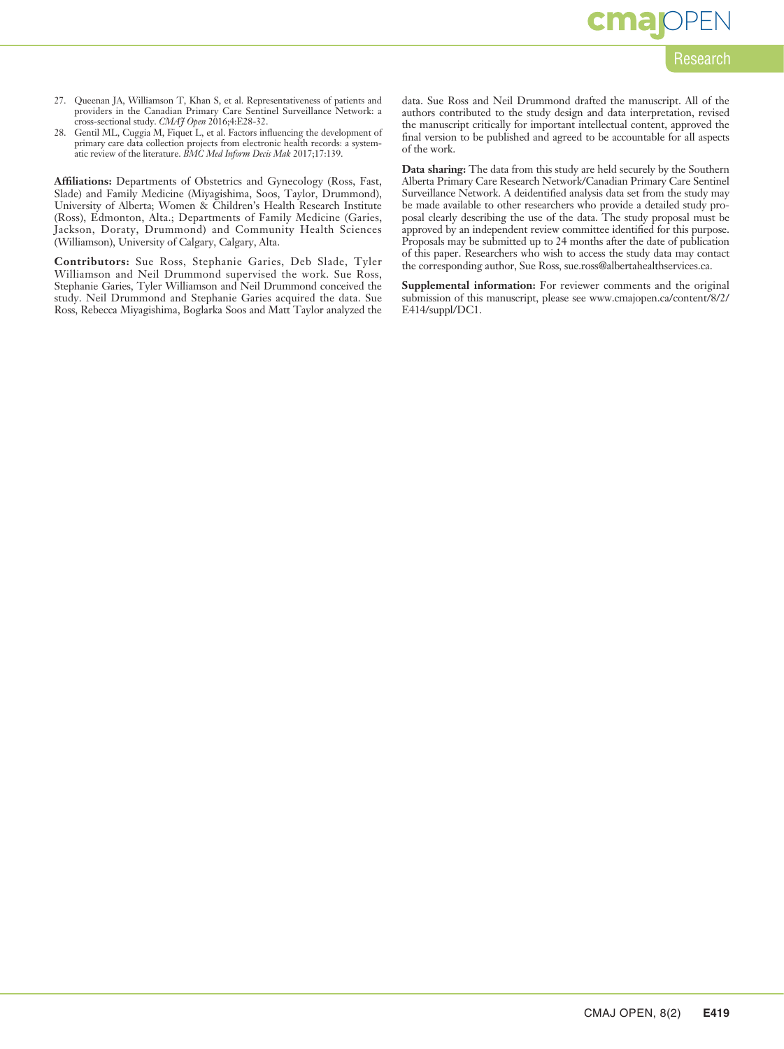27. Queenan JA, Williamson T, Khan S, et al. Representativeness of patients and providers in the Canadian Primary Care Sentinel Surveillance Network: a cross-sectional study. *CMAJ Open* 2016;4:E28-32.
28. Gentil ML, Cuggia M, Fiquet L, et al. Factors influencing the development of primary care data collection projects from electronic health records: a systematic review of the literature. *BMC Med Inform Decis Mak* 2017;17:139.

**Affiliations:** Departments of Obstetrics and Gynecology (Ross, Fast, Slade) and Family Medicine (Miyagishima, Soos, Taylor, Drummond), University of Alberta; Women & Children's Health Research Institute (Ross), Edmonton, Alta.; Departments of Family Medicine (Garies, Jackson, Doraty, Drummond) and Community Health Sciences (Williamson), University of Calgary, Calgary, Alta.

**Contributors:** Sue Ross, Stephanie Garies, Deb Slade, Tyler Williamson and Neil Drummond supervised the work. Sue Ross, Stephanie Garies, Tyler Williamson and Neil Drummond conceived the study. Neil Drummond and Stephanie Garies acquired the data. Sue Ross, Rebecca Miyagishima, Boglarka Soos and Matt Taylor analyzed the data. Sue Ross and Neil Drummond drafted the manuscript. All of the authors contributed to the study design and data interpretation, revised the manuscript critically for important intellectual content, approved the final version to be published and agreed to be accountable for all aspects of the work.

**Data sharing:** The data from this study are held securely by the Southern Alberta Primary Care Research Network/Canadian Primary Care Sentinel Surveillance Network. A deidentified analysis data set from the study may be made available to other researchers who provide a detailed study proposal clearly describing the use of the data. The study proposal must be approved by an independent review committee identified for this purpose. Proposals may be submitted up to 24 months after the date of publication of this paper. Researchers who wish to access the study data may contact the corresponding author, Sue Ross, sue.ross@albertahealthservices.ca.

**Supplemental information:** For reviewer comments and the original submission of this manuscript, please see www.cmajopen.ca/content/8/2/E414/suppl/DC1.